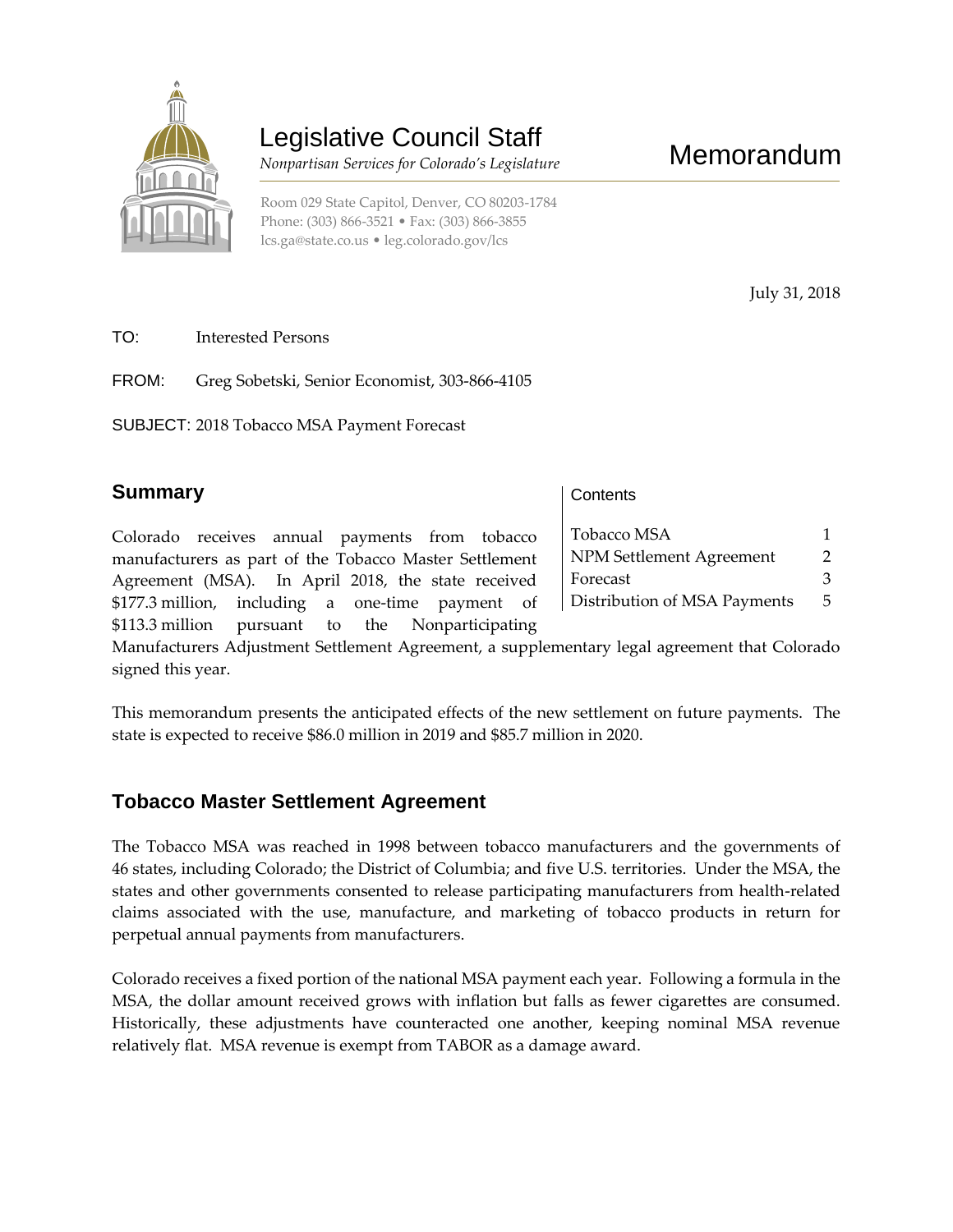# Legislative Council Staff

*Nonpartisan Services for Colorado's Legislature*

# Memorandum

Room 029 State Capitol, Denver, CO 80203-1784
Phone: (303) 866-3521 • Fax: (303) 866-3855
lcs.ga@state.co.us • leg.colorado.gov/lcs

July 31, 2018

TO: Interested Persons

FROM: Greg Sobetski, Senior Economist, 303-866-4105

SUBJECT: 2018 Tobacco MSA Payment Forecast

## Summary

Colorado receives annual payments from tobacco manufacturers as part of the Tobacco Master Settlement Agreement (MSA). In April 2018, the state received $177.3 million, including a one-time payment of $113.3 million pursuant to the Nonparticipating Manufacturers Adjustment Settlement Agreement, a supplementary legal agreement that Colorado signed this year.

This memorandum presents the anticipated effects of the new settlement on future payments. The state is expected to receive $86.0 million in 2019 and $85.7 million in 2020.

| Contents | |
|---|---|
| Tobacco MSA | 1 |
| NPM Settlement Agreement | 2 |
| Forecast | 3 |
| Distribution of MSA Payments | 5 |

## Tobacco Master Settlement Agreement

The Tobacco MSA was reached in 1998 between tobacco manufacturers and the governments of 46 states, including Colorado; the District of Columbia; and five U.S. territories. Under the MSA, the states and other governments consented to release participating manufacturers from health-related claims associated with the use, manufacture, and marketing of tobacco products in return for perpetual annual payments from manufacturers.

Colorado receives a fixed portion of the national MSA payment each year. Following a formula in the MSA, the dollar amount received grows with inflation but falls as fewer cigarettes are consumed. Historically, these adjustments have counteracted one another, keeping nominal MSA revenue relatively flat. MSA revenue is exempt from TABOR as a damage award.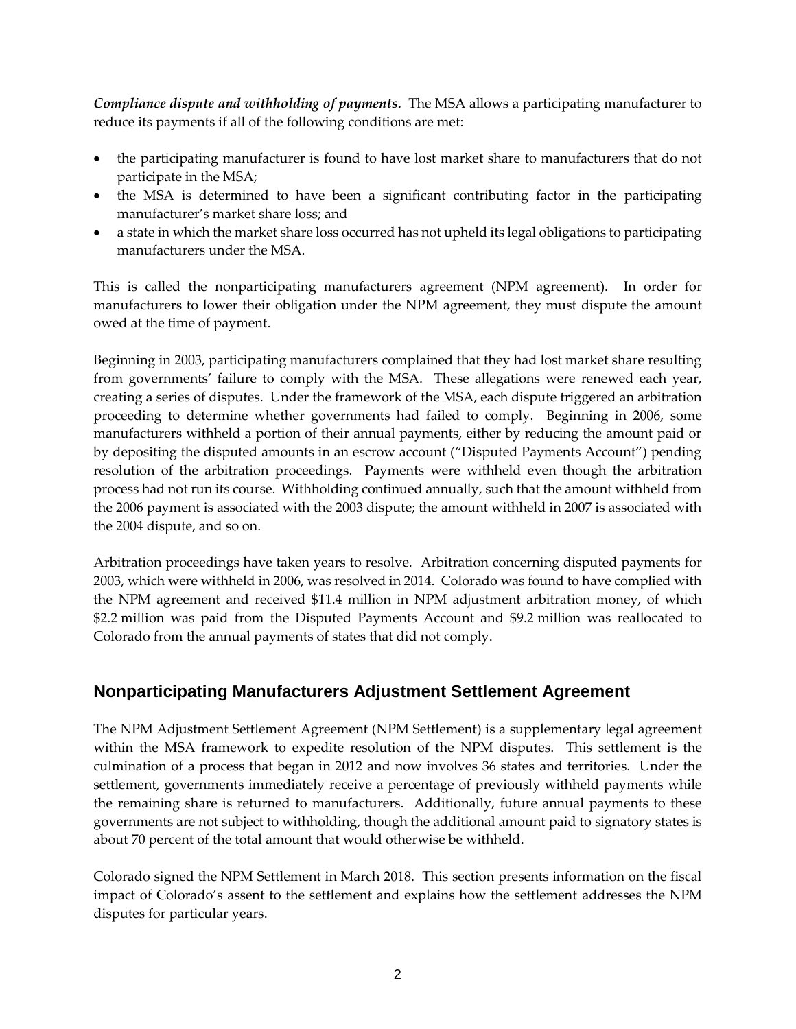***Compliance dispute and withholding of payments.*** The MSA allows a participating manufacturer to reduce its payments if all of the following conditions are met:

- the participating manufacturer is found to have lost market share to manufacturers that do not participate in the MSA;
- the MSA is determined to have been a significant contributing factor in the participating manufacturer's market share loss; and
- a state in which the market share loss occurred has not upheld its legal obligations to participating manufacturers under the MSA.

This is called the nonparticipating manufacturers agreement (NPM agreement). In order for manufacturers to lower their obligation under the NPM agreement, they must dispute the amount owed at the time of payment.

Beginning in 2003, participating manufacturers complained that they had lost market share resulting from governments' failure to comply with the MSA. These allegations were renewed each year, creating a series of disputes. Under the framework of the MSA, each dispute triggered an arbitration proceeding to determine whether governments had failed to comply. Beginning in 2006, some manufacturers withheld a portion of their annual payments, either by reducing the amount paid or by depositing the disputed amounts in an escrow account ("Disputed Payments Account") pending resolution of the arbitration proceedings. Payments were withheld even though the arbitration process had not run its course. Withholding continued annually, such that the amount withheld from the 2006 payment is associated with the 2003 dispute; the amount withheld in 2007 is associated with the 2004 dispute, and so on.

Arbitration proceedings have taken years to resolve. Arbitration concerning disputed payments for 2003, which were withheld in 2006, was resolved in 2014. Colorado was found to have complied with the NPM agreement and received $11.4 million in NPM adjustment arbitration money, of which $2.2 million was paid from the Disputed Payments Account and $9.2 million was reallocated to Colorado from the annual payments of states that did not comply.

## Nonparticipating Manufacturers Adjustment Settlement Agreement

The NPM Adjustment Settlement Agreement (NPM Settlement) is a supplementary legal agreement within the MSA framework to expedite resolution of the NPM disputes. This settlement is the culmination of a process that began in 2012 and now involves 36 states and territories. Under the settlement, governments immediately receive a percentage of previously withheld payments while the remaining share is returned to manufacturers. Additionally, future annual payments to these governments are not subject to withholding, though the additional amount paid to signatory states is about 70 percent of the total amount that would otherwise be withheld.

Colorado signed the NPM Settlement in March 2018. This section presents information on the fiscal impact of Colorado's assent to the settlement and explains how the settlement addresses the NPM disputes for particular years.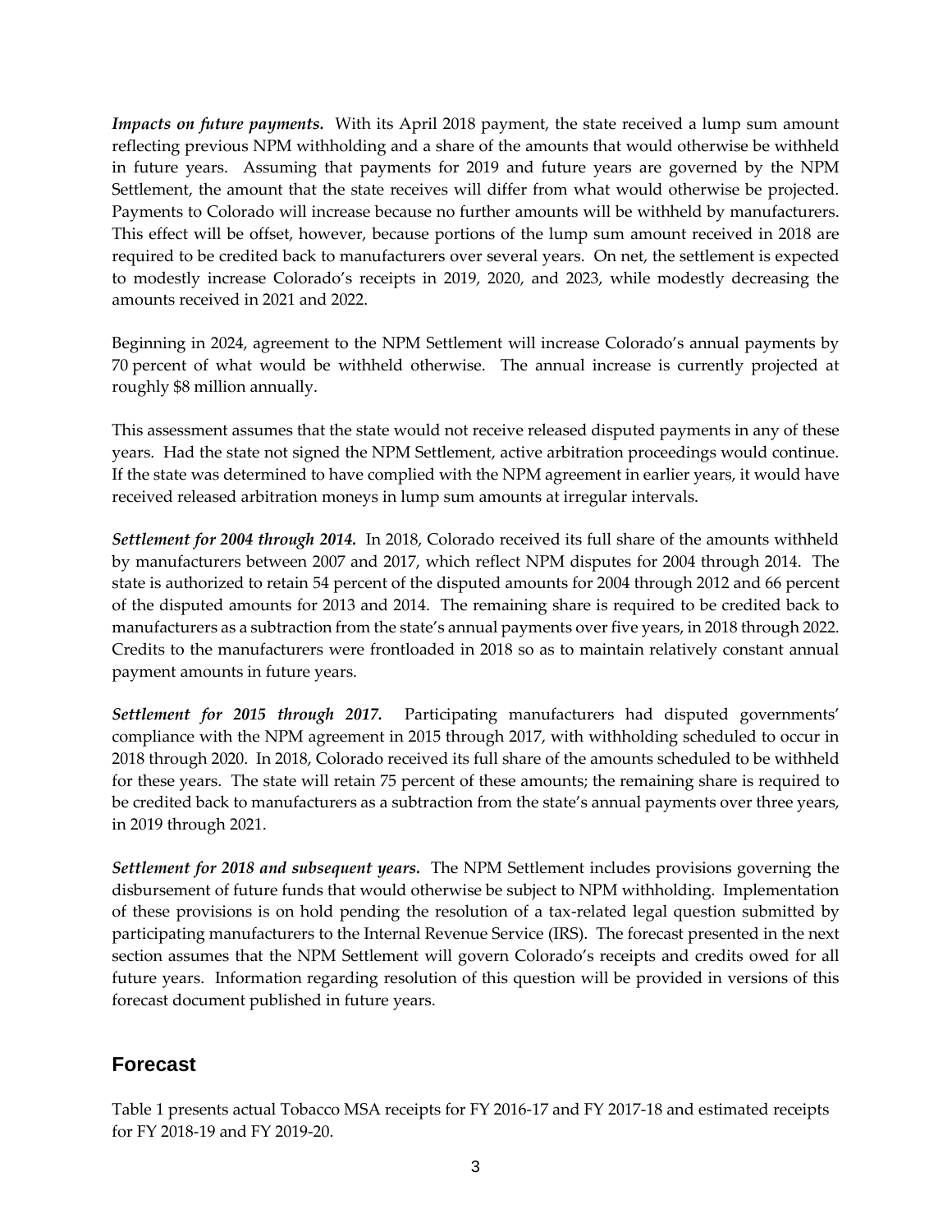***Impacts on future payments.*** With its April 2018 payment, the state received a lump sum amount reflecting previous NPM withholding and a share of the amounts that would otherwise be withheld in future years. Assuming that payments for 2019 and future years are governed by the NPM Settlement, the amount that the state receives will differ from what would otherwise be projected. Payments to Colorado will increase because no further amounts will be withheld by manufacturers. This effect will be offset, however, because portions of the lump sum amount received in 2018 are required to be credited back to manufacturers over several years. On net, the settlement is expected to modestly increase Colorado's receipts in 2019, 2020, and 2023, while modestly decreasing the amounts received in 2021 and 2022.

Beginning in 2024, agreement to the NPM Settlement will increase Colorado's annual payments by 70 percent of what would be withheld otherwise. The annual increase is currently projected at roughly $8 million annually.

This assessment assumes that the state would not receive released disputed payments in any of these years. Had the state not signed the NPM Settlement, active arbitration proceedings would continue. If the state was determined to have complied with the NPM agreement in earlier years, it would have received released arbitration moneys in lump sum amounts at irregular intervals.

***Settlement for 2004 through 2014.*** In 2018, Colorado received its full share of the amounts withheld by manufacturers between 2007 and 2017, which reflect NPM disputes for 2004 through 2014. The state is authorized to retain 54 percent of the disputed amounts for 2004 through 2012 and 66 percent of the disputed amounts for 2013 and 2014. The remaining share is required to be credited back to manufacturers as a subtraction from the state's annual payments over five years, in 2018 through 2022. Credits to the manufacturers were frontloaded in 2018 so as to maintain relatively constant annual payment amounts in future years.

***Settlement for 2015 through 2017.*** Participating manufacturers had disputed governments' compliance with the NPM agreement in 2015 through 2017, with withholding scheduled to occur in 2018 through 2020. In 2018, Colorado received its full share of the amounts scheduled to be withheld for these years. The state will retain 75 percent of these amounts; the remaining share is required to be credited back to manufacturers as a subtraction from the state's annual payments over three years, in 2019 through 2021.

***Settlement for 2018 and subsequent years.*** The NPM Settlement includes provisions governing the disbursement of future funds that would otherwise be subject to NPM withholding. Implementation of these provisions is on hold pending the resolution of a tax-related legal question submitted by participating manufacturers to the Internal Revenue Service (IRS). The forecast presented in the next section assumes that the NPM Settlement will govern Colorado's receipts and credits owed for all future years. Information regarding resolution of this question will be provided in versions of this forecast document published in future years.

## Forecast

Table 1 presents actual Tobacco MSA receipts for FY 2016-17 and FY 2017-18 and estimated receipts for FY 2018-19 and FY 2019-20.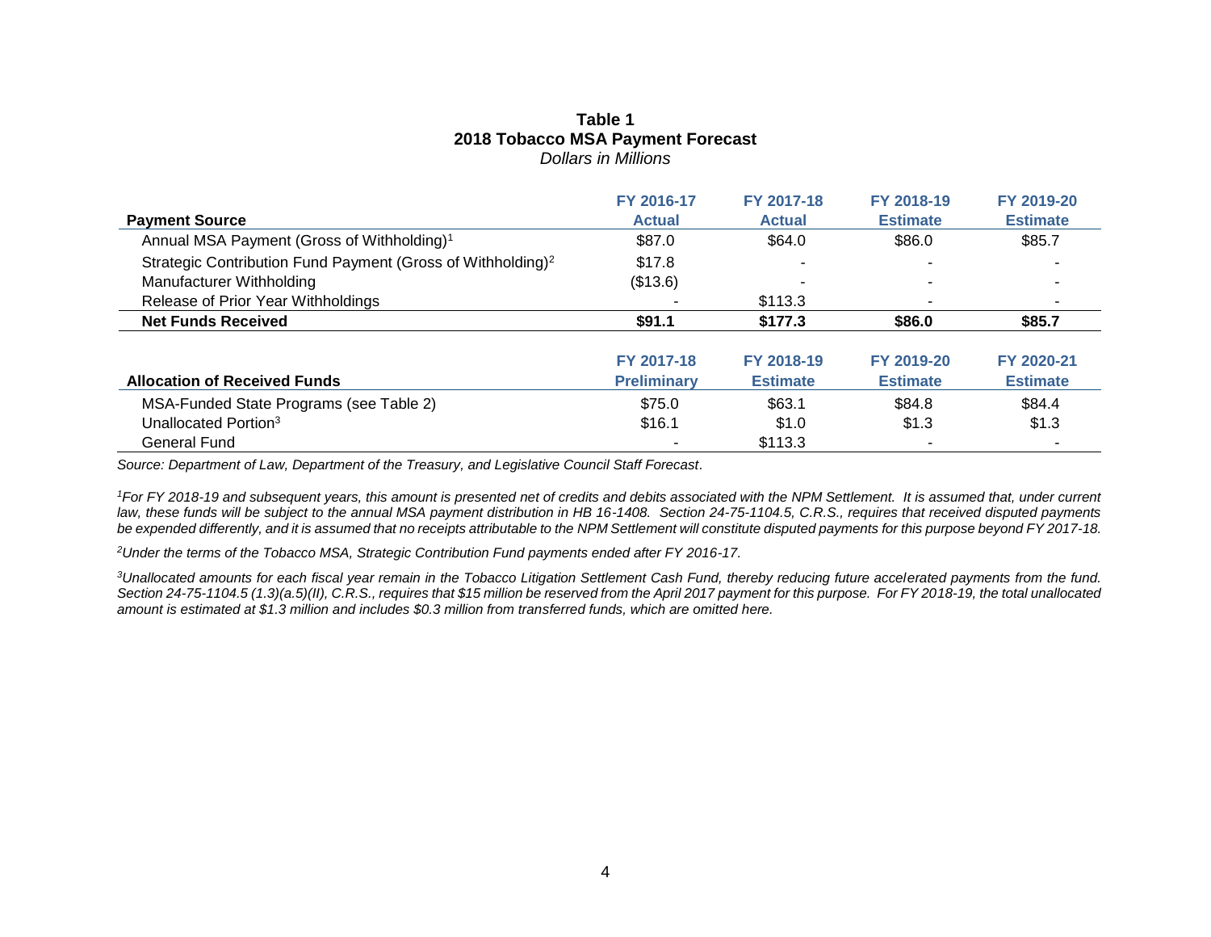**Table 1**
**2018 Tobacco MSA Payment Forecast**
*Dollars in Millions*

| Payment Source | FY 2016-17 Actual | FY 2017-18 Actual | FY 2018-19 Estimate | FY 2019-20 Estimate |
|---|---|---|---|---|
| Annual MSA Payment (Gross of Withholding)[1] | $87.0 | $64.0 | $86.0 | $85.7 |
| Strategic Contribution Fund Payment (Gross of Withholding)[2] | $17.8 | - | - | - |
| Manufacturer Withholding | ($13.6) | - | - | - |
| Release of Prior Year Withholdings | - | $113.3 | - | - |
| **Net Funds Received** | **$91.1** | **$177.3** | **$86.0** | **$85.7** |

| Allocation of Received Funds | FY 2017-18 Preliminary | FY 2018-19 Estimate | FY 2019-20 Estimate | FY 2020-21 Estimate |
|---|---|---|---|---|
| MSA-Funded State Programs (see Table 2) | $75.0 | $63.1 | $84.8 | $84.4 |
| Unallocated Portion[3] | $16.1 | $1.0 | $1.3 | $1.3 |
| General Fund | - | $113.3 | - | - |

*Source: Department of Law, Department of the Treasury, and Legislative Council Staff Forecast.*

*[1]For FY 2018-19 and subsequent years, this amount is presented net of credits and debits associated with the NPM Settlement. It is assumed that, under current law, these funds will be subject to the annual MSA payment distribution in HB 16-1408. Section 24-75-1104.5, C.R.S., requires that received disputed payments be expended differently, and it is assumed that no receipts attributable to the NPM Settlement will constitute disputed payments for this purpose beyond FY 2017-18.*

*[2]Under the terms of the Tobacco MSA, Strategic Contribution Fund payments ended after FY 2016-17.*

*[3]Unallocated amounts for each fiscal year remain in the Tobacco Litigation Settlement Cash Fund, thereby reducing future accelerated payments from the fund. Section 24-75-1104.5 (1.3)(a.5)(II), C.R.S., requires that $15 million be reserved from the April 2017 payment for this purpose. For FY 2018-19, the total unallocated amount is estimated at $1.3 million and includes $0.3 million from transferred funds, which are omitted here.*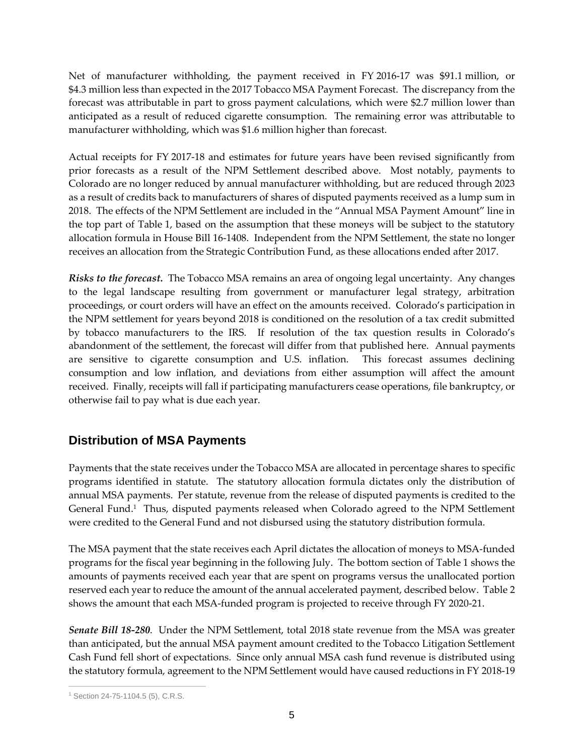Net of manufacturer withholding, the payment received in FY 2016-17 was $91.1 million, or $4.3 million less than expected in the 2017 Tobacco MSA Payment Forecast. The discrepancy from the forecast was attributable in part to gross payment calculations, which were $2.7 million lower than anticipated as a result of reduced cigarette consumption. The remaining error was attributable to manufacturer withholding, which was $1.6 million higher than forecast.

Actual receipts for FY 2017-18 and estimates for future years have been revised significantly from prior forecasts as a result of the NPM Settlement described above. Most notably, payments to Colorado are no longer reduced by annual manufacturer withholding, but are reduced through 2023 as a result of credits back to manufacturers of shares of disputed payments received as a lump sum in 2018. The effects of the NPM Settlement are included in the "Annual MSA Payment Amount" line in the top part of Table 1, based on the assumption that these moneys will be subject to the statutory allocation formula in House Bill 16-1408. Independent from the NPM Settlement, the state no longer receives an allocation from the Strategic Contribution Fund, as these allocations ended after 2017.

***Risks to the forecast.*** The Tobacco MSA remains an area of ongoing legal uncertainty. Any changes to the legal landscape resulting from government or manufacturer legal strategy, arbitration proceedings, or court orders will have an effect on the amounts received. Colorado's participation in the NPM settlement for years beyond 2018 is conditioned on the resolution of a tax credit submitted by tobacco manufacturers to the IRS. If resolution of the tax question results in Colorado's abandonment of the settlement, the forecast will differ from that published here. Annual payments are sensitive to cigarette consumption and U.S. inflation. This forecast assumes declining consumption and low inflation, and deviations from either assumption will affect the amount received. Finally, receipts will fall if participating manufacturers cease operations, file bankruptcy, or otherwise fail to pay what is due each year.

## Distribution of MSA Payments

Payments that the state receives under the Tobacco MSA are allocated in percentage shares to specific programs identified in statute. The statutory allocation formula dictates only the distribution of annual MSA payments. Per statute, revenue from the release of disputed payments is credited to the General Fund.[1] Thus, disputed payments released when Colorado agreed to the NPM Settlement were credited to the General Fund and not disbursed using the statutory distribution formula.

The MSA payment that the state receives each April dictates the allocation of moneys to MSA-funded programs for the fiscal year beginning in the following July. The bottom section of Table 1 shows the amounts of payments received each year that are spent on programs versus the unallocated portion reserved each year to reduce the amount of the annual accelerated payment, described below. Table 2 shows the amount that each MSA-funded program is projected to receive through FY 2020-21.

***Senate Bill 18-280.*** Under the NPM Settlement, total 2018 state revenue from the MSA was greater than anticipated, but the annual MSA payment amount credited to the Tobacco Litigation Settlement Cash Fund fell short of expectations. Since only annual MSA cash fund revenue is distributed using the statutory formula, agreement to the NPM Settlement would have caused reductions in FY 2018-19

[1] Section 24-75-1104.5 (5), C.R.S.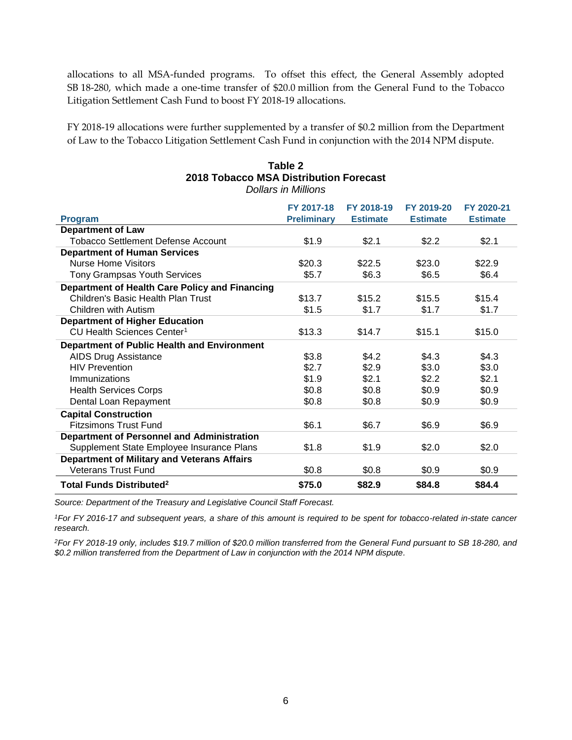allocations to all MSA-funded programs. To offset this effect, the General Assembly adopted SB 18-280, which made a one-time transfer of $20.0 million from the General Fund to the Tobacco Litigation Settlement Cash Fund to boost FY 2018-19 allocations.

FY 2018-19 allocations were further supplemented by a transfer of $0.2 million from the Department of Law to the Tobacco Litigation Settlement Cash Fund in conjunction with the 2014 NPM dispute.

**Table 2**
**2018 Tobacco MSA Distribution Forecast**
*Dollars in Millions*

| Program | FY 2017-18 Preliminary | FY 2018-19 Estimate | FY 2019-20 Estimate | FY 2020-21 Estimate |
|---|---|---|---|---|
| **Department of Law** | | | | |
| Tobacco Settlement Defense Account | $1.9 | $2.1 | $2.2 | $2.1 |
| **Department of Human Services** | | | | |
| Nurse Home Visitors | $20.3 | $22.5 | $23.0 | $22.9 |
| Tony Grampsas Youth Services | $5.7 | $6.3 | $6.5 | $6.4 |
| **Department of Health Care Policy and Financing** | | | | |
| Children's Basic Health Plan Trust | $13.7 | $15.2 | $15.5 | $15.4 |
| Children with Autism | $1.5 | $1.7 | $1.7 | $1.7 |
| **Department of Higher Education** | | | | |
| CU Health Sciences Center[1] | $13.3 | $14.7 | $15.1 | $15.0 |
| **Department of Public Health and Environment** | | | | |
| AIDS Drug Assistance | $3.8 | $4.2 | $4.3 | $4.3 |
| HIV Prevention | $2.7 | $2.9 | $3.0 | $3.0 |
| Immunizations | $1.9 | $2.1 | $2.2 | $2.1 |
| Health Services Corps | $0.8 | $0.8 | $0.9 | $0.9 |
| Dental Loan Repayment | $0.8 | $0.8 | $0.9 | $0.9 |
| **Capital Construction** | | | | |
| Fitzsimons Trust Fund | $6.1 | $6.7 | $6.9 | $6.9 |
| **Department of Personnel and Administration** | | | | |
| Supplement State Employee Insurance Plans | $1.8 | $1.9 | $2.0 | $2.0 |
| **Department of Military and Veterans Affairs** | | | | |
| Veterans Trust Fund | $0.8 | $0.8 | $0.9 | $0.9 |
| **Total Funds Distributed[2]** | **$75.0** | **$82.9** | **$84.8** | **$84.4** |

*Source: Department of the Treasury and Legislative Council Staff Forecast.*

*[1]For FY 2016-17 and subsequent years, a share of this amount is required to be spent for tobacco-related in-state cancer research.*

*[2]For FY 2018-19 only, includes $19.7 million of $20.0 million transferred from the General Fund pursuant to SB 18-280, and $0.2 million transferred from the Department of Law in conjunction with the 2014 NPM dispute.*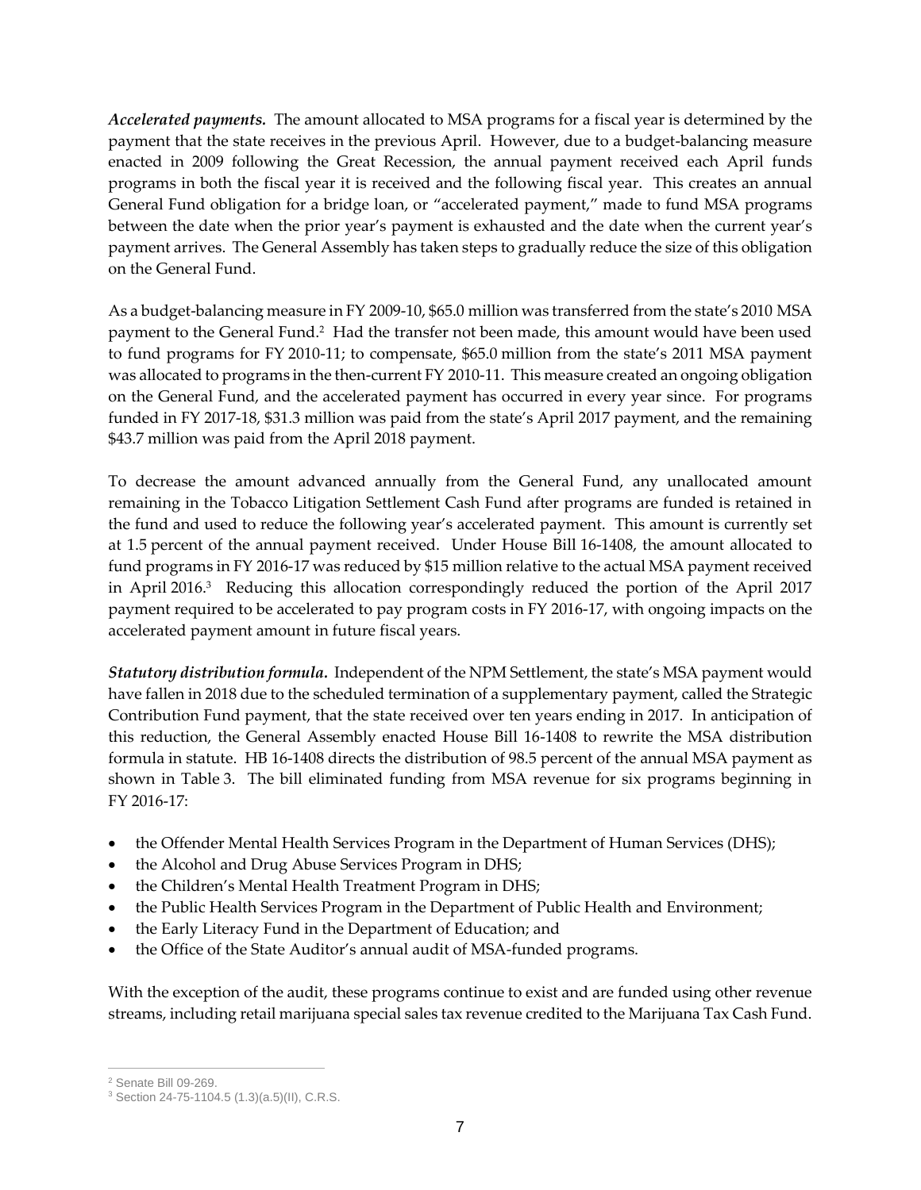***Accelerated payments.*** The amount allocated to MSA programs for a fiscal year is determined by the payment that the state receives in the previous April. However, due to a budget-balancing measure enacted in 2009 following the Great Recession, the annual payment received each April funds programs in both the fiscal year it is received and the following fiscal year. This creates an annual General Fund obligation for a bridge loan, or "accelerated payment," made to fund MSA programs between the date when the prior year's payment is exhausted and the date when the current year's payment arrives. The General Assembly has taken steps to gradually reduce the size of this obligation on the General Fund.

As a budget-balancing measure in FY 2009-10, $65.0 million was transferred from the state's 2010 MSA payment to the General Fund.[2] Had the transfer not been made, this amount would have been used to fund programs for FY 2010-11; to compensate, $65.0 million from the state's 2011 MSA payment was allocated to programs in the then-current FY 2010-11. This measure created an ongoing obligation on the General Fund, and the accelerated payment has occurred in every year since. For programs funded in FY 2017-18, $31.3 million was paid from the state's April 2017 payment, and the remaining $43.7 million was paid from the April 2018 payment.

To decrease the amount advanced annually from the General Fund, any unallocated amount remaining in the Tobacco Litigation Settlement Cash Fund after programs are funded is retained in the fund and used to reduce the following year's accelerated payment. This amount is currently set at 1.5 percent of the annual payment received. Under House Bill 16-1408, the amount allocated to fund programs in FY 2016-17 was reduced by $15 million relative to the actual MSA payment received in April 2016.[3] Reducing this allocation correspondingly reduced the portion of the April 2017 payment required to be accelerated to pay program costs in FY 2016-17, with ongoing impacts on the accelerated payment amount in future fiscal years.

***Statutory distribution formula.*** Independent of the NPM Settlement, the state's MSA payment would have fallen in 2018 due to the scheduled termination of a supplementary payment, called the Strategic Contribution Fund payment, that the state received over ten years ending in 2017. In anticipation of this reduction, the General Assembly enacted House Bill 16-1408 to rewrite the MSA distribution formula in statute. HB 16-1408 directs the distribution of 98.5 percent of the annual MSA payment as shown in Table 3. The bill eliminated funding from MSA revenue for six programs beginning in FY 2016-17:

- the Offender Mental Health Services Program in the Department of Human Services (DHS);
- the Alcohol and Drug Abuse Services Program in DHS;
- the Children's Mental Health Treatment Program in DHS;
- the Public Health Services Program in the Department of Public Health and Environment;
- the Early Literacy Fund in the Department of Education; and
- the Office of the State Auditor's annual audit of MSA-funded programs.

With the exception of the audit, these programs continue to exist and are funded using other revenue streams, including retail marijuana special sales tax revenue credited to the Marijuana Tax Cash Fund.

---

[2] Senate Bill 09-269.

[3] Section 24-75-1104.5 (1.3)(a.5)(II), C.R.S.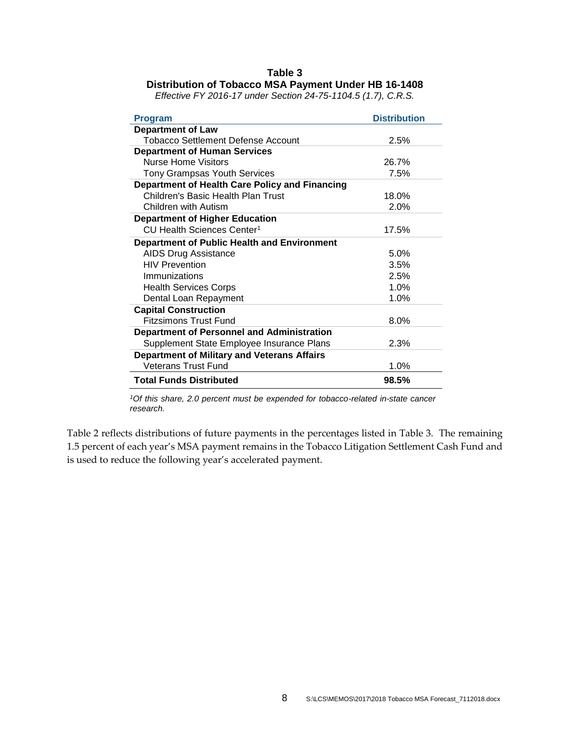**Table 3**
**Distribution of Tobacco MSA Payment Under HB 16-1408**
*Effective FY 2016-17 under Section 24-75-1104.5 (1.7), C.R.S.*

| Program | Distribution |
|---|---|
| **Department of Law** | |
| Tobacco Settlement Defense Account | 2.5% |
| **Department of Human Services** | |
| Nurse Home Visitors | 26.7% |
| Tony Grampsas Youth Services | 7.5% |
| **Department of Health Care Policy and Financing** | |
| Children's Basic Health Plan Trust | 18.0% |
| Children with Autism | 2.0% |
| **Department of Higher Education** | |
| CU Health Sciences Center[1] | 17.5% |
| **Department of Public Health and Environment** | |
| AIDS Drug Assistance | 5.0% |
| HIV Prevention | 3.5% |
| Immunizations | 2.5% |
| Health Services Corps | 1.0% |
| Dental Loan Repayment | 1.0% |
| **Capital Construction** | |
| Fitzsimons Trust Fund | 8.0% |
| **Department of Personnel and Administration** | |
| Supplement State Employee Insurance Plans | 2.3% |
| **Department of Military and Veterans Affairs** | |
| Veterans Trust Fund | 1.0% |
| **Total Funds Distributed** | **98.5%** |

*[1]Of this share, 2.0 percent must be expended for tobacco-related in-state cancer research.*

Table 2 reflects distributions of future payments in the percentages listed in Table 3. The remaining 1.5 percent of each year's MSA payment remains in the Tobacco Litigation Settlement Cash Fund and is used to reduce the following year's accelerated payment.